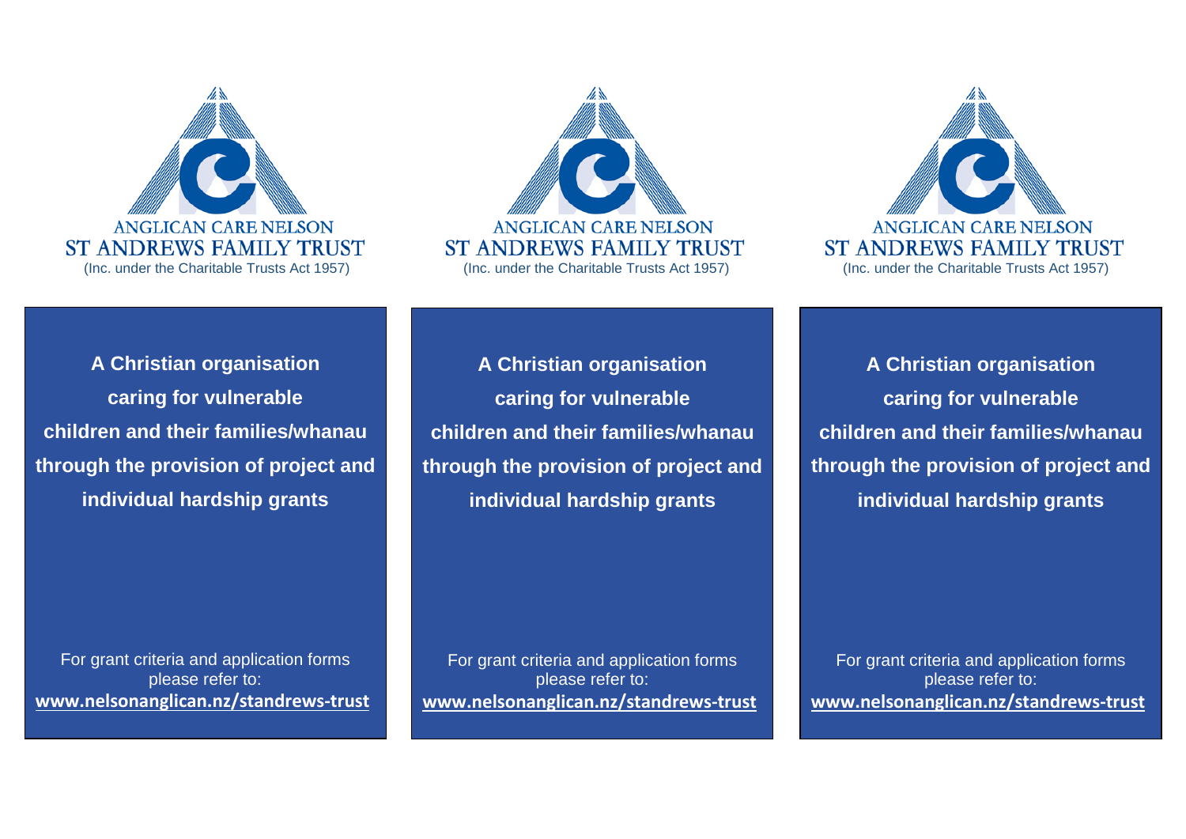ANGLICAN CARE NELSON
ST ANDREWS FAMILY TRUST
(Inc. under the Charitable Trusts Act 1957)

**A Christian organisation caring for vulnerable children and their families/whanau through the provision of project and individual hardship grants**

For grant criteria and application forms please refer to:
**www.nelsonanglican.nz/standrews-trust**

ANGLICAN CARE NELSON
ST ANDREWS FAMILY TRUST
(Inc. under the Charitable Trusts Act 1957)

**A Christian organisation caring for vulnerable children and their families/whanau through the provision of project and individual hardship grants**

For grant criteria and application forms please refer to:
**www.nelsonanglican.nz/standrews-trust**

ANGLICAN CARE NELSON
ST ANDREWS FAMILY TRUST
(Inc. under the Charitable Trusts Act 1957)

**A Christian organisation caring for vulnerable children and their families/whanau through the provision of project and individual hardship grants**

For grant criteria and application forms please refer to:
**www.nelsonanglican.nz/standrews-trust**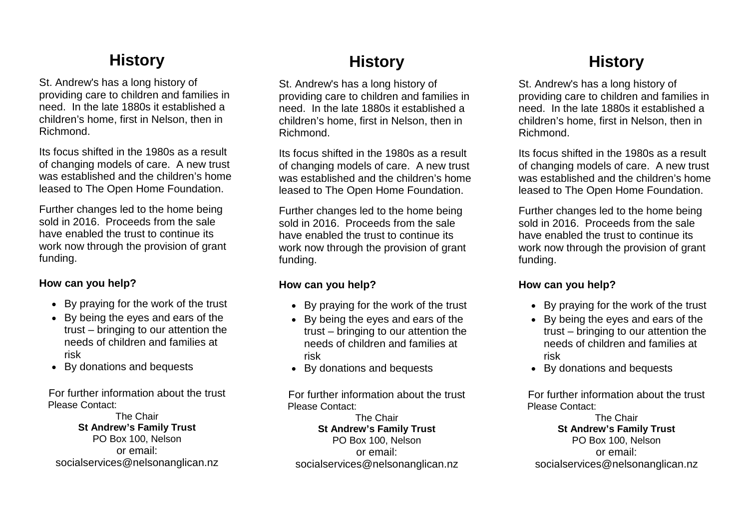## History

St. Andrew's has a long history of providing care to children and families in need. In the late 1880s it established a children's home, first in Nelson, then in Richmond.

Its focus shifted in the 1980s as a result of changing models of care. A new trust was established and the children's home leased to The Open Home Foundation.

Further changes led to the home being sold in 2016. Proceeds from the sale have enabled the trust to continue its work now through the provision of grant funding.

**How can you help?**

- By praying for the work of the trust
- By being the eyes and ears of the trust – bringing to our attention the needs of children and families at risk
- By donations and bequests

For further information about the trust
Please Contact:

The Chair
**St Andrew's Family Trust**
PO Box 100, Nelson
or email:
socialservices@nelsonanglican.nz

## History

St. Andrew's has a long history of providing care to children and families in need. In the late 1880s it established a children's home, first in Nelson, then in Richmond.

Its focus shifted in the 1980s as a result of changing models of care. A new trust was established and the children's home leased to The Open Home Foundation.

Further changes led to the home being sold in 2016. Proceeds from the sale have enabled the trust to continue its work now through the provision of grant funding.

**How can you help?**

- By praying for the work of the trust
- By being the eyes and ears of the trust – bringing to our attention the needs of children and families at risk
- By donations and bequests

For further information about the trust
Please Contact:

The Chair
**St Andrew's Family Trust**
PO Box 100, Nelson
or email:
socialservices@nelsonanglican.nz

## History

St. Andrew's has a long history of providing care to children and families in need. In the late 1880s it established a children's home, first in Nelson, then in Richmond.

Its focus shifted in the 1980s as a result of changing models of care. A new trust was established and the children's home leased to The Open Home Foundation.

Further changes led to the home being sold in 2016. Proceeds from the sale have enabled the trust to continue its work now through the provision of grant funding.

**How can you help?**

- By praying for the work of the trust
- By being the eyes and ears of the trust – bringing to our attention the needs of children and families at risk
- By donations and bequests

For further information about the trust
Please Contact:

The Chair
**St Andrew's Family Trust**
PO Box 100, Nelson
or email:
socialservices@nelsonanglican.nz